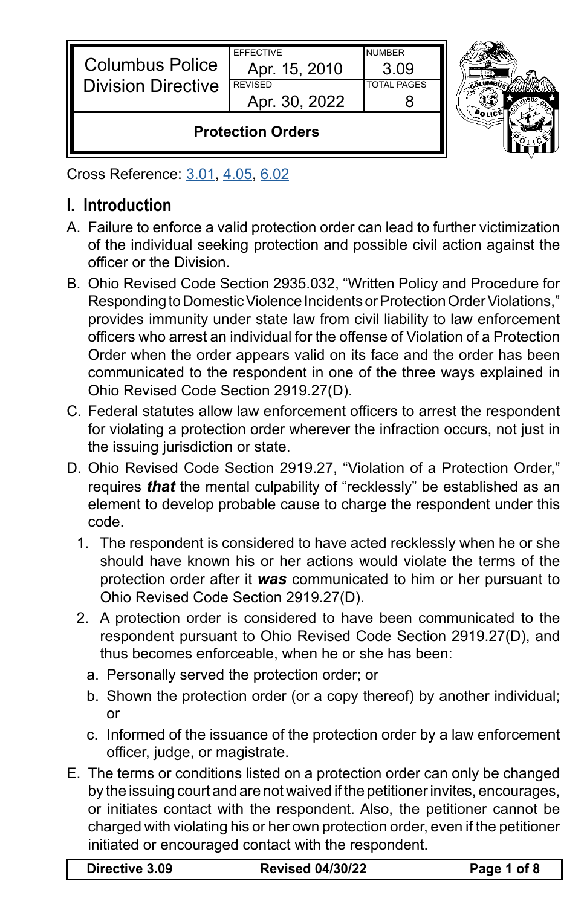| Columbus Police Division Directive | EFFECTIVE Apr. 15, 2010 | NUMBER 3.09 |
| --- | --- | --- |
| | REVISED Apr. 30, 2022 | TOTAL PAGES 8 |
| **Protection Orders** | | |

Cross Reference: 3.01, 4.05, 6.02

## I. Introduction

A. Failure to enforce a valid protection order can lead to further victimization of the individual seeking protection and possible civil action against the officer or the Division.

B. Ohio Revised Code Section 2935.032, "Written Policy and Procedure for Responding to Domestic Violence Incidents or Protection Order Violations," provides immunity under state law from civil liability to law enforcement officers who arrest an individual for the offense of Violation of a Protection Order when the order appears valid on its face and the order has been communicated to the respondent in one of the three ways explained in Ohio Revised Code Section 2919.27(D).

C. Federal statutes allow law enforcement officers to arrest the respondent for violating a protection order wherever the infraction occurs, not just in the issuing jurisdiction or state.

D. Ohio Revised Code Section 2919.27, "Violation of a Protection Order," requires ***that*** the mental culpability of "recklessly" be established as an element to develop probable cause to charge the respondent under this code.

1. The respondent is considered to have acted recklessly when he or she should have known his or her actions would violate the terms of the protection order after it ***was*** communicated to him or her pursuant to Ohio Revised Code Section 2919.27(D).
2. A protection order is considered to have been communicated to the respondent pursuant to Ohio Revised Code Section 2919.27(D), and thus becomes enforceable, when he or she has been:
   a. Personally served the protection order; or
   b. Shown the protection order (or a copy thereof) by another individual; or
   c. Informed of the issuance of the protection order by a law enforcement officer, judge, or magistrate.

E. The terms or conditions listed on a protection order can only be changed by the issuing court and are not waived if the petitioner invites, encourages, or initiates contact with the respondent. Also, the petitioner cannot be charged with violating his or her own protection order, even if the petitioner initiated or encouraged contact with the respondent.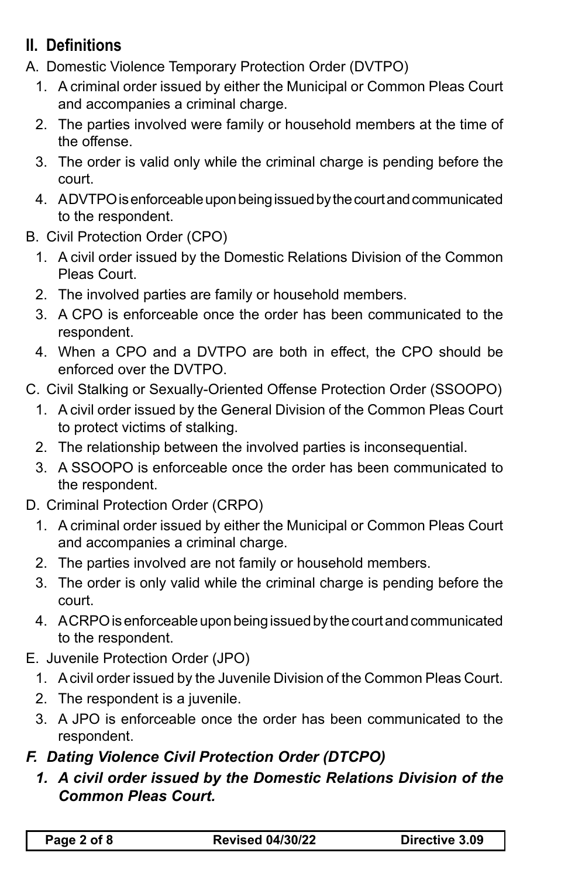## II. Definitions

A. Domestic Violence Temporary Protection Order (DVTPO)

1. A criminal order issued by either the Municipal or Common Pleas Court and accompanies a criminal charge.
2. The parties involved were family or household members at the time of the offense.
3. The order is valid only while the criminal charge is pending before the court.
4. A DVTPO is enforceable upon being issued by the court and communicated to the respondent.

B. Civil Protection Order (CPO)

1. A civil order issued by the Domestic Relations Division of the Common Pleas Court.
2. The involved parties are family or household members.
3. A CPO is enforceable once the order has been communicated to the respondent.
4. When a CPO and a DVTPO are both in effect, the CPO should be enforced over the DVTPO.

C. Civil Stalking or Sexually-Oriented Offense Protection Order (SSOOPO)

1. A civil order issued by the General Division of the Common Pleas Court to protect victims of stalking.
2. The relationship between the involved parties is inconsequential.
3. A SSOOPO is enforceable once the order has been communicated to the respondent.

D. Criminal Protection Order (CRPO)

1. A criminal order issued by either the Municipal or Common Pleas Court and accompanies a criminal charge.
2. The parties involved are not family or household members.
3. The order is only valid while the criminal charge is pending before the court.
4. A CRPO is enforceable upon being issued by the court and communicated to the respondent.

E. Juvenile Protection Order (JPO)

1. A civil order issued by the Juvenile Division of the Common Pleas Court.
2. The respondent is a juvenile.
3. A JPO is enforceable once the order has been communicated to the respondent.

***F. Dating Violence Civil Protection Order (DTCPO)***

***1. A civil order issued by the Domestic Relations Division of the Common Pleas Court.***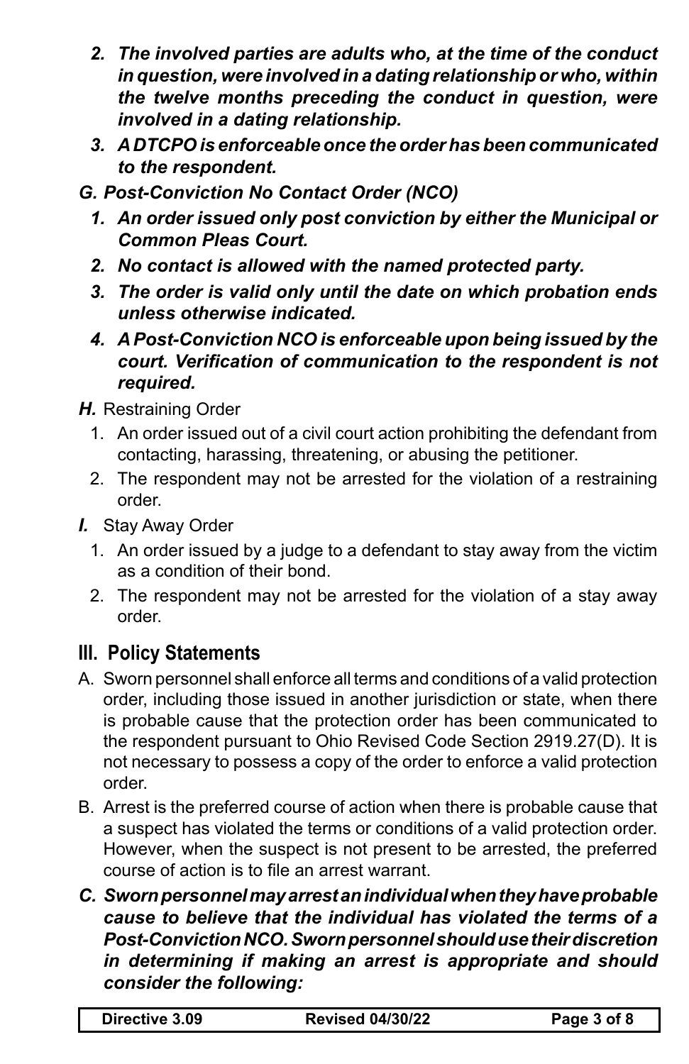2. ***The involved parties are adults who, at the time of the conduct in question, were involved in a dating relationship or who, within the twelve months preceding the conduct in question, were involved in a dating relationship.***
3. ***A DTCPO is enforceable once the order has been communicated to the respondent.***

***G. Post-Conviction No Contact Order (NCO)***

1. ***An order issued only post conviction by either the Municipal or Common Pleas Court.***
2. ***No contact is allowed with the named protected party.***
3. ***The order is valid only until the date on which probation ends unless otherwise indicated.***
4. ***A Post-Conviction NCO is enforceable upon being issued by the court. Verification of communication to the respondent is not required.***

***H.*** Restraining Order

1. An order issued out of a civil court action prohibiting the defendant from contacting, harassing, threatening, or abusing the petitioner.
2. The respondent may not be arrested for the violation of a restraining order.

***I.*** Stay Away Order

1. An order issued by a judge to a defendant to stay away from the victim as a condition of their bond.
2. The respondent may not be arrested for the violation of a stay away order.

## III. Policy Statements

A. Sworn personnel shall enforce all terms and conditions of a valid protection order, including those issued in another jurisdiction or state, when there is probable cause that the protection order has been communicated to the respondent pursuant to Ohio Revised Code Section 2919.27(D). It is not necessary to possess a copy of the order to enforce a valid protection order.

B. Arrest is the preferred course of action when there is probable cause that a suspect has violated the terms or conditions of a valid protection order. However, when the suspect is not present to be arrested, the preferred course of action is to file an arrest warrant.

***C. Sworn personnel may arrest an individual when they have probable cause to believe that the individual has violated the terms of a Post-Conviction NCO. Sworn personnel should use their discretion in determining if making an arrest is appropriate and should consider the following:***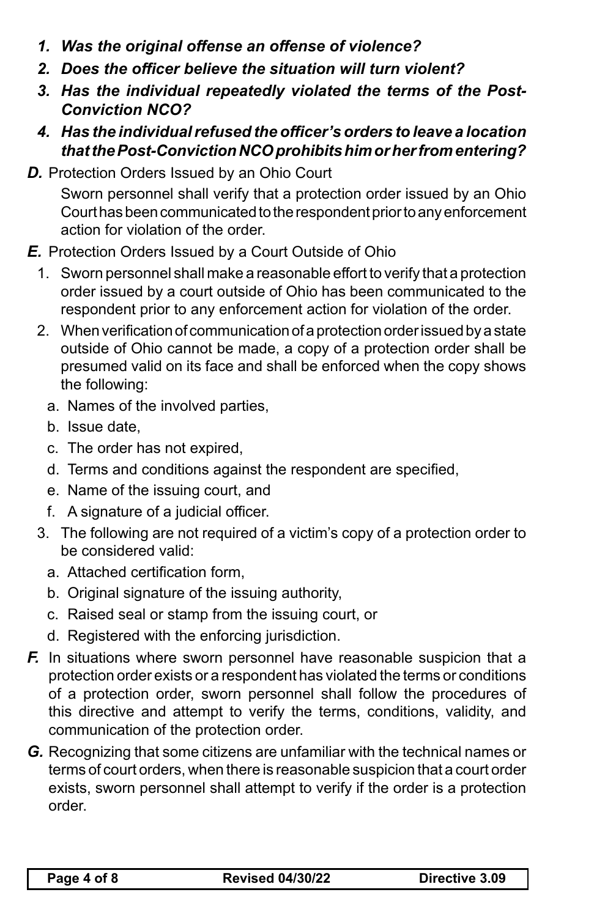1. ***Was the original offense an offense of violence?***
2. ***Does the officer believe the situation will turn violent?***
3. ***Has the individual repeatedly violated the terms of the Post-Conviction NCO?***
4. ***Has the individual refused the officer's orders to leave a location that the Post-Conviction NCO prohibits him or her from entering?***

***D.*** Protection Orders Issued by an Ohio Court

Sworn personnel shall verify that a protection order issued by an Ohio Court has been communicated to the respondent prior to any enforcement action for violation of the order.

***E.*** Protection Orders Issued by a Court Outside of Ohio

1. Sworn personnel shall make a reasonable effort to verify that a protection order issued by a court outside of Ohio has been communicated to the respondent prior to any enforcement action for violation of the order.
2. When verification of communication of a protection order issued by a state outside of Ohio cannot be made, a copy of a protection order shall be presumed valid on its face and shall be enforced when the copy shows the following:
   a. Names of the involved parties,
   b. Issue date,
   c. The order has not expired,
   d. Terms and conditions against the respondent are specified,
   e. Name of the issuing court, and
   f. A signature of a judicial officer.
3. The following are not required of a victim's copy of a protection order to be considered valid:
   a. Attached certification form,
   b. Original signature of the issuing authority,
   c. Raised seal or stamp from the issuing court, or
   d. Registered with the enforcing jurisdiction.

***F.*** In situations where sworn personnel have reasonable suspicion that a protection order exists or a respondent has violated the terms or conditions of a protection order, sworn personnel shall follow the procedures of this directive and attempt to verify the terms, conditions, validity, and communication of the protection order.

***G.*** Recognizing that some citizens are unfamiliar with the technical names or terms of court orders, when there is reasonable suspicion that a court order exists, sworn personnel shall attempt to verify if the order is a protection order.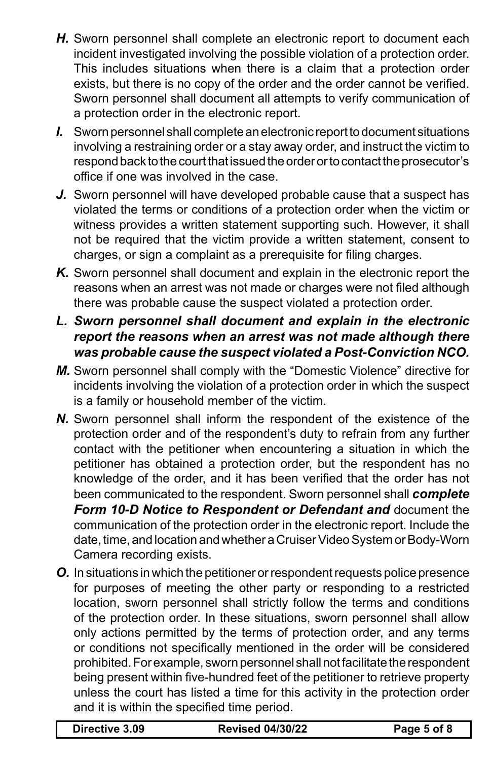***H.*** Sworn personnel shall complete an electronic report to document each incident investigated involving the possible violation of a protection order. This includes situations when there is a claim that a protection order exists, but there is no copy of the order and the order cannot be verified. Sworn personnel shall document all attempts to verify communication of a protection order in the electronic report.

***I.*** Sworn personnel shall complete an electronic report to document situations involving a restraining order or a stay away order, and instruct the victim to respond back to the court that issued the order or to contact the prosecutor's office if one was involved in the case.

***J.*** Sworn personnel will have developed probable cause that a suspect has violated the terms or conditions of a protection order when the victim or witness provides a written statement supporting such. However, it shall not be required that the victim provide a written statement, consent to charges, or sign a complaint as a prerequisite for filing charges.

***K.*** Sworn personnel shall document and explain in the electronic report the reasons when an arrest was not made or charges were not filed although there was probable cause the suspect violated a protection order.

***L. Sworn personnel shall document and explain in the electronic report the reasons when an arrest was not made although there was probable cause the suspect violated a Post-Conviction NCO.***

***M.*** Sworn personnel shall comply with the "Domestic Violence" directive for incidents involving the violation of a protection order in which the suspect is a family or household member of the victim.

***N.*** Sworn personnel shall inform the respondent of the existence of the protection order and of the respondent's duty to refrain from any further contact with the petitioner when encountering a situation in which the petitioner has obtained a protection order, but the respondent has no knowledge of the order, and it has been verified that the order has not been communicated to the respondent. Sworn personnel shall ***complete Form 10-D Notice to Respondent or Defendant and*** document the communication of the protection order in the electronic report. Include the date, time, and location and whether a Cruiser Video System or Body-Worn Camera recording exists.

***O.*** In situations in which the petitioner or respondent requests police presence for purposes of meeting the other party or responding to a restricted location, sworn personnel shall strictly follow the terms and conditions of the protection order. In these situations, sworn personnel shall allow only actions permitted by the terms of protection order, and any terms or conditions not specifically mentioned in the order will be considered prohibited. For example, sworn personnel shall not facilitate the respondent being present within five-hundred feet of the petitioner to retrieve property unless the court has listed a time for this activity in the protection order and it is within the specified time period.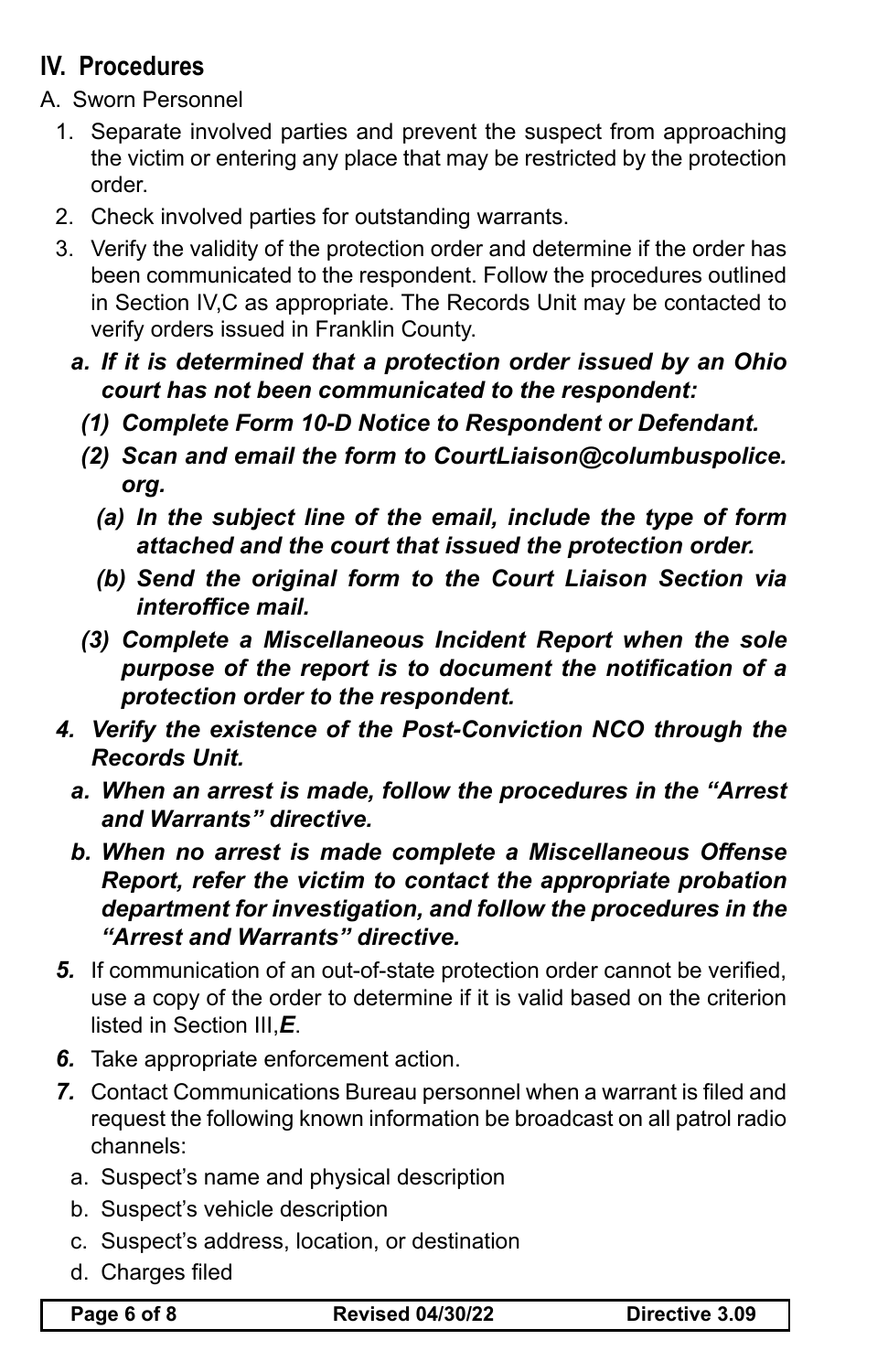## IV. Procedures

A. Sworn Personnel

1. Separate involved parties and prevent the suspect from approaching the victim or entering any place that may be restricted by the protection order.
2. Check involved parties for outstanding warrants.
3. Verify the validity of the protection order and determine if the order has been communicated to the respondent. Follow the procedures outlined in Section IV,C as appropriate. The Records Unit may be contacted to verify orders issued in Franklin County.
   - ***a. If it is determined that a protection order issued by an Ohio court has not been communicated to the respondent:***
     - ***(1) Complete Form 10-D Notice to Respondent or Defendant.***
     - ***(2) Scan and email the form to CourtLiaison@columbuspolice.org.***
       - ***(a) In the subject line of the email, include the type of form attached and the court that issued the protection order.***
       - ***(b) Send the original form to the Court Liaison Section via interoffice mail.***
     - ***(3) Complete a Miscellaneous Incident Report when the sole purpose of the report is to document the notification of a protection order to the respondent.***
4. ***Verify the existence of the Post-Conviction NCO through the Records Unit.***
   - ***a. When an arrest is made, follow the procedures in the "Arrest and Warrants" directive.***
   - ***b. When no arrest is made complete a Miscellaneous Offense Report, refer the victim to contact the appropriate probation department for investigation, and follow the procedures in the "Arrest and Warrants" directive.***
5. If communication of an out-of-state protection order cannot be verified, use a copy of the order to determine if it is valid based on the criterion listed in Section III,***E***.
6. Take appropriate enforcement action.
7. Contact Communications Bureau personnel when a warrant is filed and request the following known information be broadcast on all patrol radio channels:
   - a. Suspect's name and physical description
   - b. Suspect's vehicle description
   - c. Suspect's address, location, or destination
   - d. Charges filed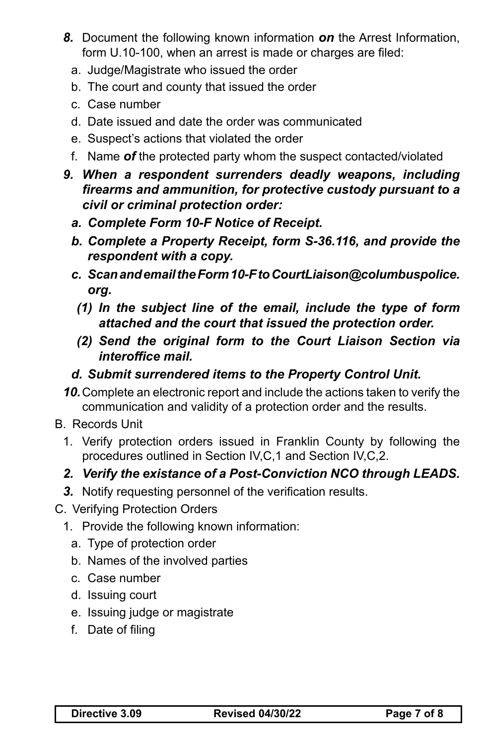8. Document the following known information ***on*** the Arrest Information, form U.10-100, when an arrest is made or charges are filed:
   a. Judge/Magistrate who issued the order
   b. The court and county that issued the order
   c. Case number
   d. Date issued and date the order was communicated
   e. Suspect's actions that violated the order
   f. Name ***of*** the protected party whom the suspect contacted/violated
9. ***When a respondent surrenders deadly weapons, including firearms and ammunition, for protective custody pursuant to a civil or criminal protection order:***
   ***a. Complete Form 10-F Notice of Receipt.***
   ***b. Complete a Property Receipt, form S-36.116, and provide the respondent with a copy.***
   ***c. Scan and email the Form 10-F to CourtLiaison@columbuspolice.org.***
      ***(1) In the subject line of the email, include the type of form attached and the court that issued the protection order.***
      ***(2) Send the original form to the Court Liaison Section via interoffice mail.***
   ***d. Submit surrendered items to the Property Control Unit.***
10. Complete an electronic report and include the actions taken to verify the communication and validity of a protection order and the results.

B. Records Unit
   1. Verify protection orders issued in Franklin County by following the procedures outlined in Section IV,C,1 and Section IV,C,2.
   ***2. Verify the existance of a Post-Conviction NCO through LEADS.***
   3. Notify requesting personnel of the verification results.

C. Verifying Protection Orders
   1. Provide the following known information:
      a. Type of protection order
      b. Names of the involved parties
      c. Case number
      d. Issuing court
      e. Issuing judge or magistrate
      f. Date of filing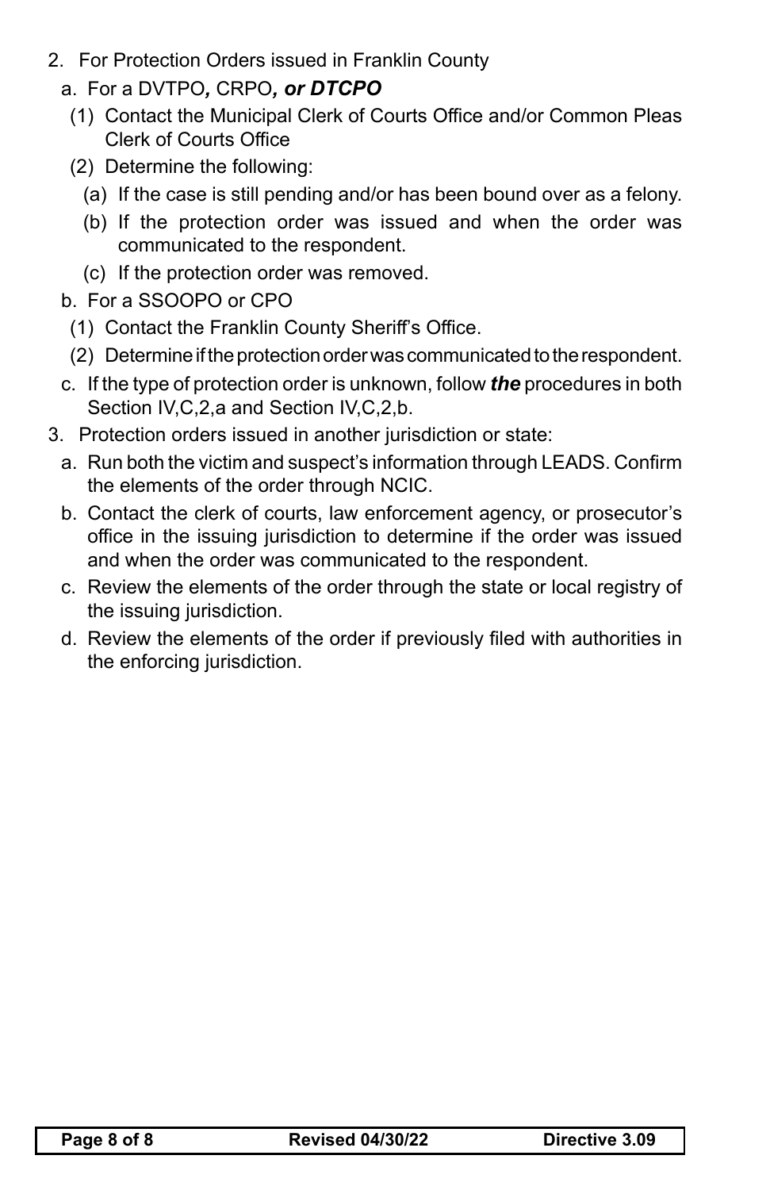2. For Protection Orders issued in Franklin County
   a. For a DVTPO***,*** CRPO***, or DTCPO***
      (1) Contact the Municipal Clerk of Courts Office and/or Common Pleas Clerk of Courts Office
      (2) Determine the following:
         (a) If the case is still pending and/or has been bound over as a felony.
         (b) If the protection order was issued and when the order was communicated to the respondent.
         (c) If the protection order was removed.
   b. For a SSOOPO or CPO
      (1) Contact the Franklin County Sheriff's Office.
      (2) Determine if the protection order was communicated to the respondent.
   c. If the type of protection order is unknown, follow ***the*** procedures in both Section IV,C,2,a and Section IV,C,2,b.
3. Protection orders issued in another jurisdiction or state:
   a. Run both the victim and suspect's information through LEADS. Confirm the elements of the order through NCIC.
   b. Contact the clerk of courts, law enforcement agency, or prosecutor's office in the issuing jurisdiction to determine if the order was issued and when the order was communicated to the respondent.
   c. Review the elements of the order through the state or local registry of the issuing jurisdiction.
   d. Review the elements of the order if previously filed with authorities in the enforcing jurisdiction.